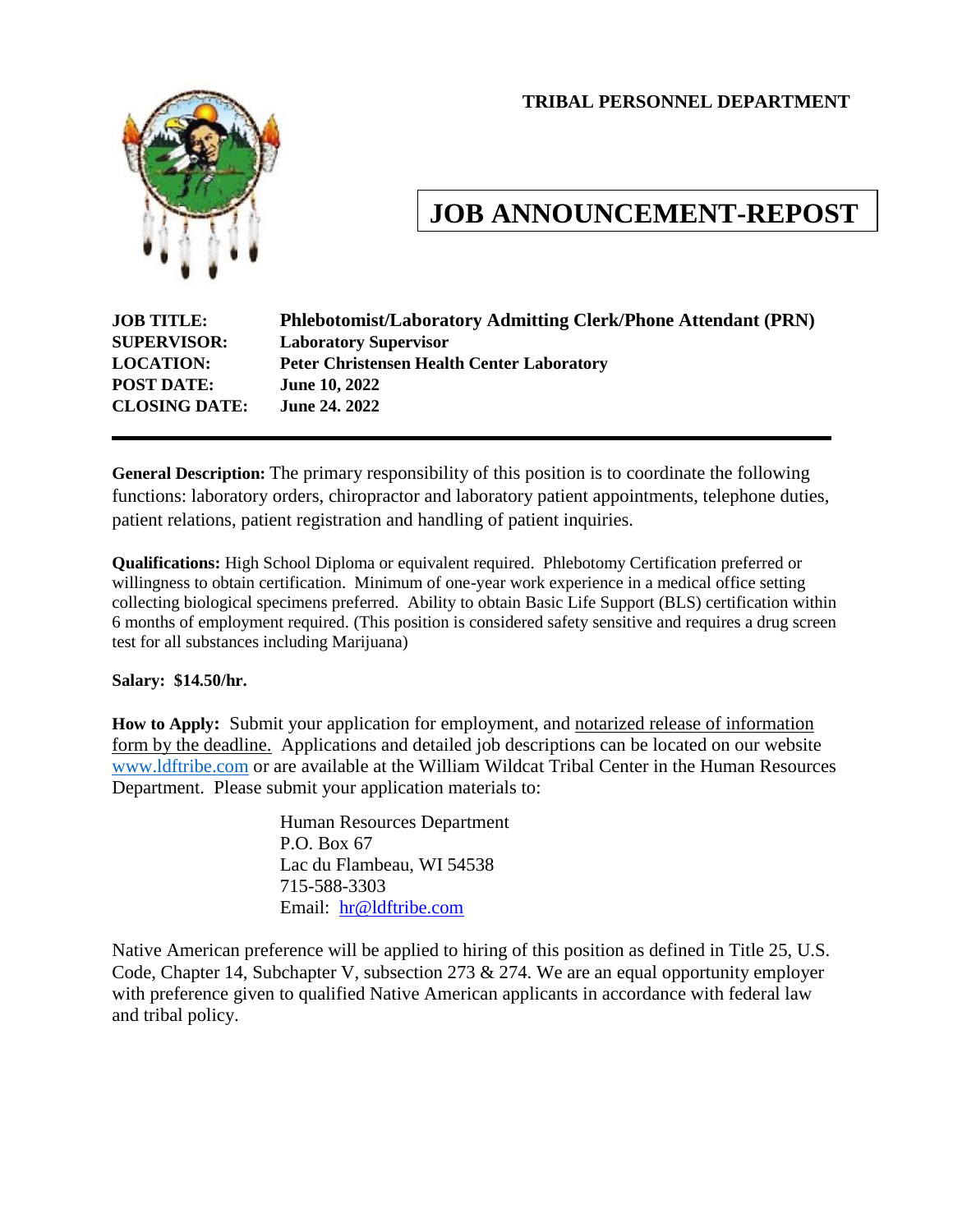**TRIBAL PERSONNEL DEPARTMENT**

# JOB ANNOUNCEMENT-REPOST

**JOB TITLE:** **Phlebotomist/Laboratory Admitting Clerk/Phone Attendant (PRN)**
**SUPERVISOR:** **Laboratory Supervisor**
**LOCATION:** **Peter Christensen Health Center Laboratory**
**POST DATE:** **June 10, 2022**
**CLOSING DATE:** **June 24. 2022**

---

**General Description:** The primary responsibility of this position is to coordinate the following functions: laboratory orders, chiropractor and laboratory patient appointments, telephone duties, patient relations, patient registration and handling of patient inquiries.

**Qualifications:** High School Diploma or equivalent required. Phlebotomy Certification preferred or willingness to obtain certification. Minimum of one-year work experience in a medical office setting collecting biological specimens preferred. Ability to obtain Basic Life Support (BLS) certification within 6 months of employment required. (This position is considered safety sensitive and requires a drug screen test for all substances including Marijuana)

**Salary: $14.50/hr.**

**How to Apply:** Submit your application for employment, and notarized release of information form by the deadline. Applications and detailed job descriptions can be located on our website www.ldftribe.com or are available at the William Wildcat Tribal Center in the Human Resources Department. Please submit your application materials to:

Human Resources Department
P.O. Box 67
Lac du Flambeau, WI 54538
715-588-3303
Email: hr@ldftribe.com

Native American preference will be applied to hiring of this position as defined in Title 25, U.S. Code, Chapter 14, Subchapter V, subsection 273 & 274. We are an equal opportunity employer with preference given to qualified Native American applicants in accordance with federal law and tribal policy.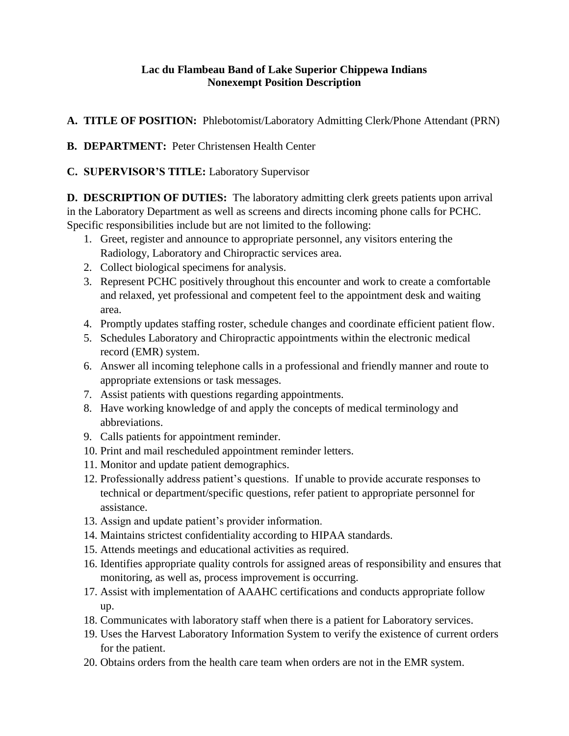**Lac du Flambeau Band of Lake Superior Chippewa Indians**
**Nonexempt Position Description**

**A. TITLE OF POSITION:** Phlebotomist/Laboratory Admitting Clerk/Phone Attendant (PRN)

**B. DEPARTMENT:** Peter Christensen Health Center

**C. SUPERVISOR'S TITLE:** Laboratory Supervisor

**D. DESCRIPTION OF DUTIES:** The laboratory admitting clerk greets patients upon arrival in the Laboratory Department as well as screens and directs incoming phone calls for PCHC. Specific responsibilities include but are not limited to the following:

1. Greet, register and announce to appropriate personnel, any visitors entering the Radiology, Laboratory and Chiropractic services area.
2. Collect biological specimens for analysis.
3. Represent PCHC positively throughout this encounter and work to create a comfortable and relaxed, yet professional and competent feel to the appointment desk and waiting area.
4. Promptly updates staffing roster, schedule changes and coordinate efficient patient flow.
5. Schedules Laboratory and Chiropractic appointments within the electronic medical record (EMR) system.
6. Answer all incoming telephone calls in a professional and friendly manner and route to appropriate extensions or task messages.
7. Assist patients with questions regarding appointments.
8. Have working knowledge of and apply the concepts of medical terminology and abbreviations.
9. Calls patients for appointment reminder.
10. Print and mail rescheduled appointment reminder letters.
11. Monitor and update patient demographics.
12. Professionally address patient's questions. If unable to provide accurate responses to technical or department/specific questions, refer patient to appropriate personnel for assistance.
13. Assign and update patient's provider information.
14. Maintains strictest confidentiality according to HIPAA standards.
15. Attends meetings and educational activities as required.
16. Identifies appropriate quality controls for assigned areas of responsibility and ensures that monitoring, as well as, process improvement is occurring.
17. Assist with implementation of AAAHC certifications and conducts appropriate follow up.
18. Communicates with laboratory staff when there is a patient for Laboratory services.
19. Uses the Harvest Laboratory Information System to verify the existence of current orders for the patient.
20. Obtains orders from the health care team when orders are not in the EMR system.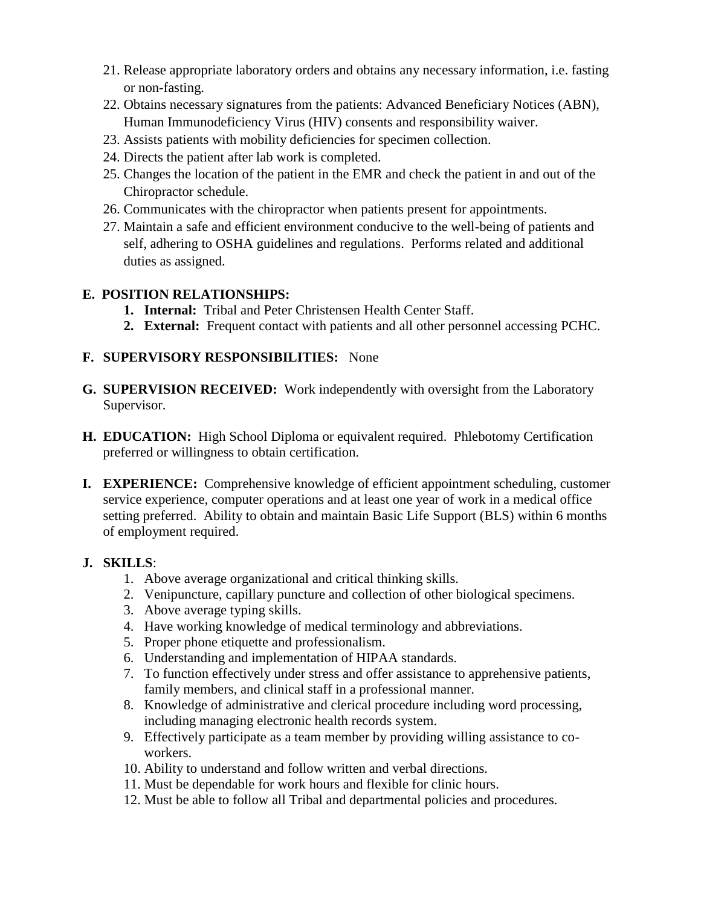21. Release appropriate laboratory orders and obtains any necessary information, i.e. fasting or non-fasting.
22. Obtains necessary signatures from the patients: Advanced Beneficiary Notices (ABN), Human Immunodeficiency Virus (HIV) consents and responsibility waiver.
23. Assists patients with mobility deficiencies for specimen collection.
24. Directs the patient after lab work is completed.
25. Changes the location of the patient in the EMR and check the patient in and out of the Chiropractor schedule.
26. Communicates with the chiropractor when patients present for appointments.
27. Maintain a safe and efficient environment conducive to the well-being of patients and self, adhering to OSHA guidelines and regulations. Performs related and additional duties as assigned.

**E. POSITION RELATIONSHIPS:**

1. **Internal:** Tribal and Peter Christensen Health Center Staff.
2. **External:** Frequent contact with patients and all other personnel accessing PCHC.

**F. SUPERVISORY RESPONSIBILITIES:** None

**G. SUPERVISION RECEIVED:** Work independently with oversight from the Laboratory Supervisor.

**H. EDUCATION:** High School Diploma or equivalent required. Phlebotomy Certification preferred or willingness to obtain certification.

**I. EXPERIENCE:** Comprehensive knowledge of efficient appointment scheduling, customer service experience, computer operations and at least one year of work in a medical office setting preferred. Ability to obtain and maintain Basic Life Support (BLS) within 6 months of employment required.

**J. SKILLS**:

1. Above average organizational and critical thinking skills.
2. Venipuncture, capillary puncture and collection of other biological specimens.
3. Above average typing skills.
4. Have working knowledge of medical terminology and abbreviations.
5. Proper phone etiquette and professionalism.
6. Understanding and implementation of HIPAA standards.
7. To function effectively under stress and offer assistance to apprehensive patients, family members, and clinical staff in a professional manner.
8. Knowledge of administrative and clerical procedure including word processing, including managing electronic health records system.
9. Effectively participate as a team member by providing willing assistance to co-workers.
10. Ability to understand and follow written and verbal directions.
11. Must be dependable for work hours and flexible for clinic hours.
12. Must be able to follow all Tribal and departmental policies and procedures.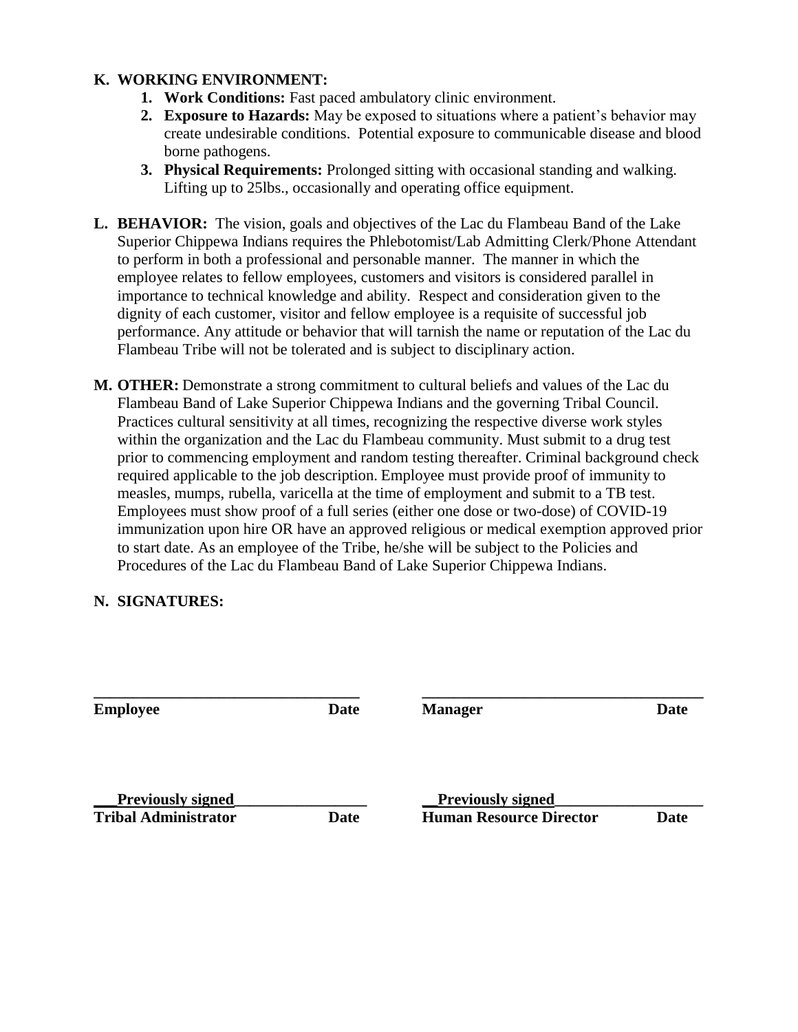**K. WORKING ENVIRONMENT:**

1. **Work Conditions:** Fast paced ambulatory clinic environment.
2. **Exposure to Hazards:** May be exposed to situations where a patient's behavior may create undesirable conditions. Potential exposure to communicable disease and blood borne pathogens.
3. **Physical Requirements:** Prolonged sitting with occasional standing and walking. Lifting up to 25lbs., occasionally and operating office equipment.

**L. BEHAVIOR:** The vision, goals and objectives of the Lac du Flambeau Band of the Lake Superior Chippewa Indians requires the Phlebotomist/Lab Admitting Clerk/Phone Attendant to perform in both a professional and personable manner. The manner in which the employee relates to fellow employees, customers and visitors is considered parallel in importance to technical knowledge and ability. Respect and consideration given to the dignity of each customer, visitor and fellow employee is a requisite of successful job performance. Any attitude or behavior that will tarnish the name or reputation of the Lac du Flambeau Tribe will not be tolerated and is subject to disciplinary action.

**M. OTHER:** Demonstrate a strong commitment to cultural beliefs and values of the Lac du Flambeau Band of Lake Superior Chippewa Indians and the governing Tribal Council. Practices cultural sensitivity at all times, recognizing the respective diverse work styles within the organization and the Lac du Flambeau community. Must submit to a drug test prior to commencing employment and random testing thereafter. Criminal background check required applicable to the job description. Employee must provide proof of immunity to measles, mumps, rubella, varicella at the time of employment and submit to a TB test. Employees must show proof of a full series (either one dose or two-dose) of COVID-19 immunization upon hire OR have an approved religious or medical exemption approved prior to start date. As an employee of the Tribe, he/she will be subject to the Policies and Procedures of the Lac du Flambeau Band of Lake Superior Chippewa Indians.

**N. SIGNATURES:**

___________________________________ ___________________________________
**Employee** **Date** **Manager** **Date**

___Previously signed_________________ __Previously signed___________________
**Tribal Administrator** **Date** **Human Resource Director** **Date**